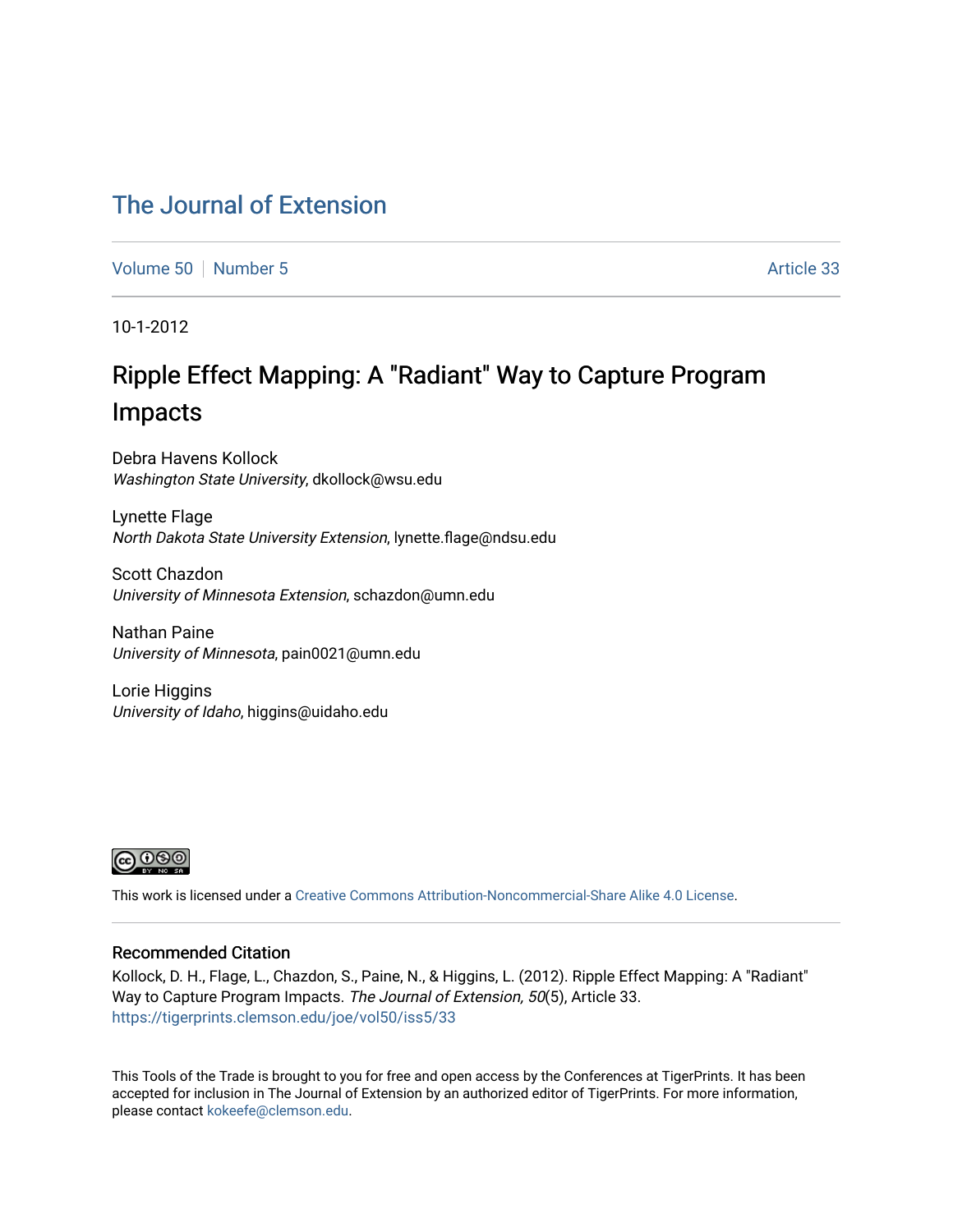# The Journal of Extension

Volume 50 | Number 5 | Article 33

10-1-2012

## Ripple Effect Mapping: A "Radiant" Way to Capture Program Impacts

Debra Havens Kollock
*Washington State University*, dkollock@wsu.edu

Lynette Flage
*North Dakota State University Extension*, lynette.flage@ndsu.edu

Scott Chazdon
*University of Minnesota Extension*, schazdon@umn.edu

Nathan Paine
*University of Minnesota*, pain0021@umn.edu

Lorie Higgins
*University of Idaho*, higgins@uidaho.edu

This work is licensed under a Creative Commons Attribution-Noncommercial-Share Alike 4.0 License.

### Recommended Citation

Kollock, D. H., Flage, L., Chazdon, S., Paine, N., & Higgins, L. (2012). Ripple Effect Mapping: A "Radiant" Way to Capture Program Impacts. *The Journal of Extension, 50*(5), Article 33. https://tigerprints.clemson.edu/joe/vol50/iss5/33

This Tools of the Trade is brought to you for free and open access by the Conferences at TigerPrints. It has been accepted for inclusion in The Journal of Extension by an authorized editor of TigerPrints. For more information, please contact kokeefe@clemson.edu.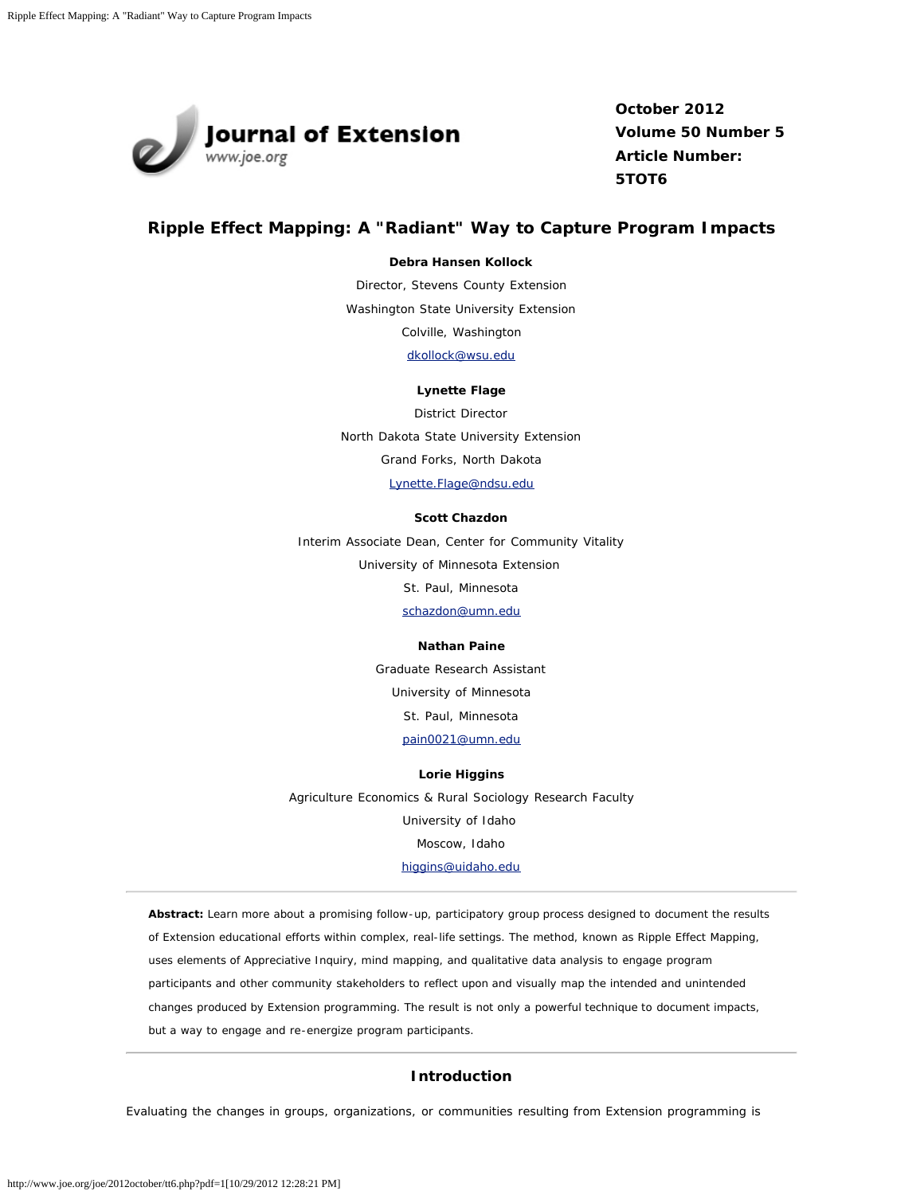October 2012
Volume 50 Number 5
Article Number: 5TOT6

# Ripple Effect Mapping: A "Radiant" Way to Capture Program Impacts

**Debra Hansen Kollock**
Director, Stevens County Extension
Washington State University Extension
Colville, Washington
dkollock@wsu.edu

**Lynette Flage**
District Director
North Dakota State University Extension
Grand Forks, North Dakota
Lynette.Flage@ndsu.edu

**Scott Chazdon**
Interim Associate Dean, Center for Community Vitality
University of Minnesota Extension
St. Paul, Minnesota
schazdon@umn.edu

**Nathan Paine**
Graduate Research Assistant
University of Minnesota
St. Paul, Minnesota
pain0021@umn.edu

**Lorie Higgins**
Agriculture Economics & Rural Sociology Research Faculty
University of Idaho
Moscow, Idaho
higgins@uidaho.edu

**Abstract:** Learn more about a promising follow-up, participatory group process designed to document the results of Extension educational efforts within complex, real-life settings. The method, known as Ripple Effect Mapping, uses elements of Appreciative Inquiry, mind mapping, and qualitative data analysis to engage program participants and other community stakeholders to reflect upon and visually map the intended and unintended changes produced by Extension programming. The result is not only a powerful technique to document impacts, but a way to engage and re-energize program participants.

## Introduction

Evaluating the changes in groups, organizations, or communities resulting from Extension programming is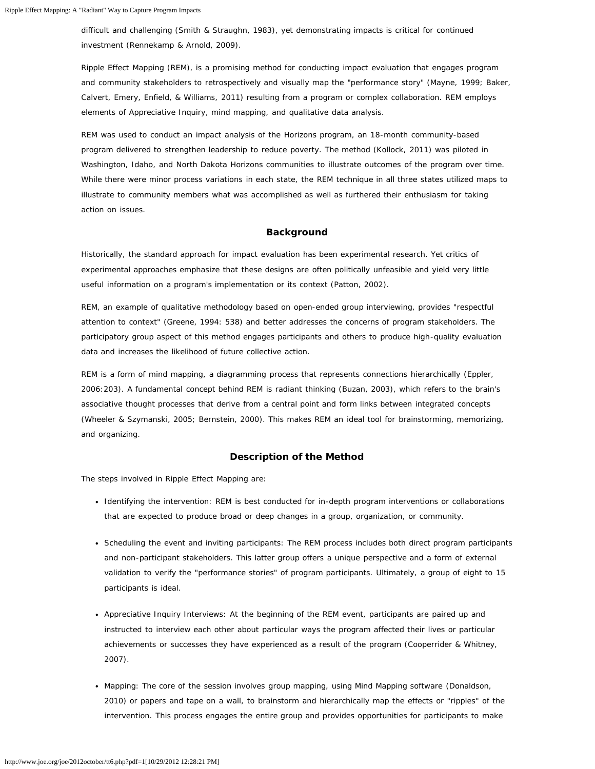difficult and challenging (Smith & Straughn, 1983), yet demonstrating impacts is critical for continued investment (Rennekamp & Arnold, 2009).

Ripple Effect Mapping (REM), is a promising method for conducting impact evaluation that engages program and community stakeholders to retrospectively and visually map the "performance story" (Mayne, 1999; Baker, Calvert, Emery, Enfield, & Williams, 2011) resulting from a program or complex collaboration. REM employs elements of Appreciative Inquiry, mind mapping, and qualitative data analysis.

REM was used to conduct an impact analysis of the Horizons program, an 18-month community-based program delivered to strengthen leadership to reduce poverty. The method (Kollock, 2011) was piloted in Washington, Idaho, and North Dakota Horizons communities to illustrate outcomes of the program over time. While there were minor process variations in each state, the REM technique in all three states utilized maps to illustrate to community members what was accomplished as well as furthered their enthusiasm for taking action on issues.

## Background

Historically, the standard approach for impact evaluation has been experimental research. Yet critics of experimental approaches emphasize that these designs are often politically unfeasible and yield very little useful information on a program's implementation or its context (Patton, 2002).

REM, an example of qualitative methodology based on open-ended group interviewing, provides "respectful attention to context" (Greene, 1994: 538) and better addresses the concerns of program stakeholders. The participatory group aspect of this method engages participants and others to produce high-quality evaluation data and increases the likelihood of future collective action.

REM is a form of mind mapping, a diagramming process that represents connections hierarchically (Eppler, 2006:203). A fundamental concept behind REM is radiant thinking (Buzan, 2003), which refers to the brain's associative thought processes that derive from a central point and form links between integrated concepts (Wheeler & Szymanski, 2005; Bernstein, 2000). This makes REM an ideal tool for brainstorming, memorizing, and organizing.

## Description of the Method

The steps involved in Ripple Effect Mapping are:

- Identifying the intervention: REM is best conducted for in-depth program interventions or collaborations that are expected to produce broad or deep changes in a group, organization, or community.
- Scheduling the event and inviting participants: The REM process includes both direct program participants and non-participant stakeholders. This latter group offers a unique perspective and a form of external validation to verify the "performance stories" of program participants. Ultimately, a group of eight to 15 participants is ideal.
- Appreciative Inquiry Interviews: At the beginning of the REM event, participants are paired up and instructed to interview each other about particular ways the program affected their lives or particular achievements or successes they have experienced as a result of the program (Cooperrider & Whitney, 2007).
- Mapping: The core of the session involves group mapping, using Mind Mapping software (Donaldson, 2010) or papers and tape on a wall, to brainstorm and hierarchically map the effects or "ripples" of the intervention. This process engages the entire group and provides opportunities for participants to make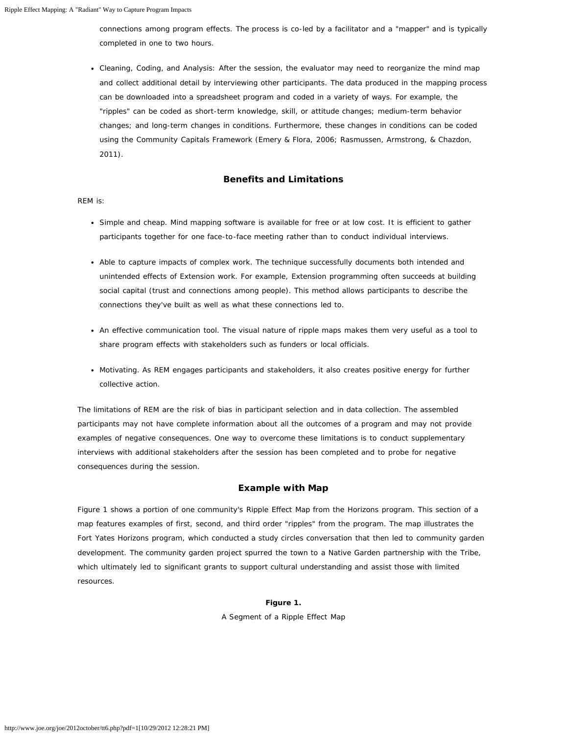connections among program effects. The process is co-led by a facilitator and a "mapper" and is typically completed in one to two hours.

- Cleaning, Coding, and Analysis: After the session, the evaluator may need to reorganize the mind map and collect additional detail by interviewing other participants. The data produced in the mapping process can be downloaded into a spreadsheet program and coded in a variety of ways. For example, the "ripples" can be coded as short-term knowledge, skill, or attitude changes; medium-term behavior changes; and long-term changes in conditions. Furthermore, these changes in conditions can be coded using the Community Capitals Framework (Emery & Flora, 2006; Rasmussen, Armstrong, & Chazdon, 2011).

## Benefits and Limitations

REM is:

- Simple and cheap. Mind mapping software is available for free or at low cost. It is efficient to gather participants together for one face-to-face meeting rather than to conduct individual interviews.
- Able to capture impacts of complex work. The technique successfully documents both intended and unintended effects of Extension work. For example, Extension programming often succeeds at building social capital (trust and connections among people). This method allows participants to describe the connections they've built as well as what these connections led to.
- An effective communication tool. The visual nature of ripple maps makes them very useful as a tool to share program effects with stakeholders such as funders or local officials.
- Motivating. As REM engages participants and stakeholders, it also creates positive energy for further collective action.

The limitations of REM are the risk of bias in participant selection and in data collection. The assembled participants may not have complete information about all the outcomes of a program and may not provide examples of negative consequences. One way to overcome these limitations is to conduct supplementary interviews with additional stakeholders after the session has been completed and to probe for negative consequences during the session.

## Example with Map

Figure 1 shows a portion of one community's Ripple Effect Map from the Horizons program. This section of a map features examples of first, second, and third order "ripples" from the program. The map illustrates the Fort Yates Horizons program, which conducted a study circles conversation that then led to community garden development. The community garden project spurred the town to a Native Garden partnership with the Tribe, which ultimately led to significant grants to support cultural understanding and assist those with limited resources.

**Figure 1.**

A Segment of a Ripple Effect Map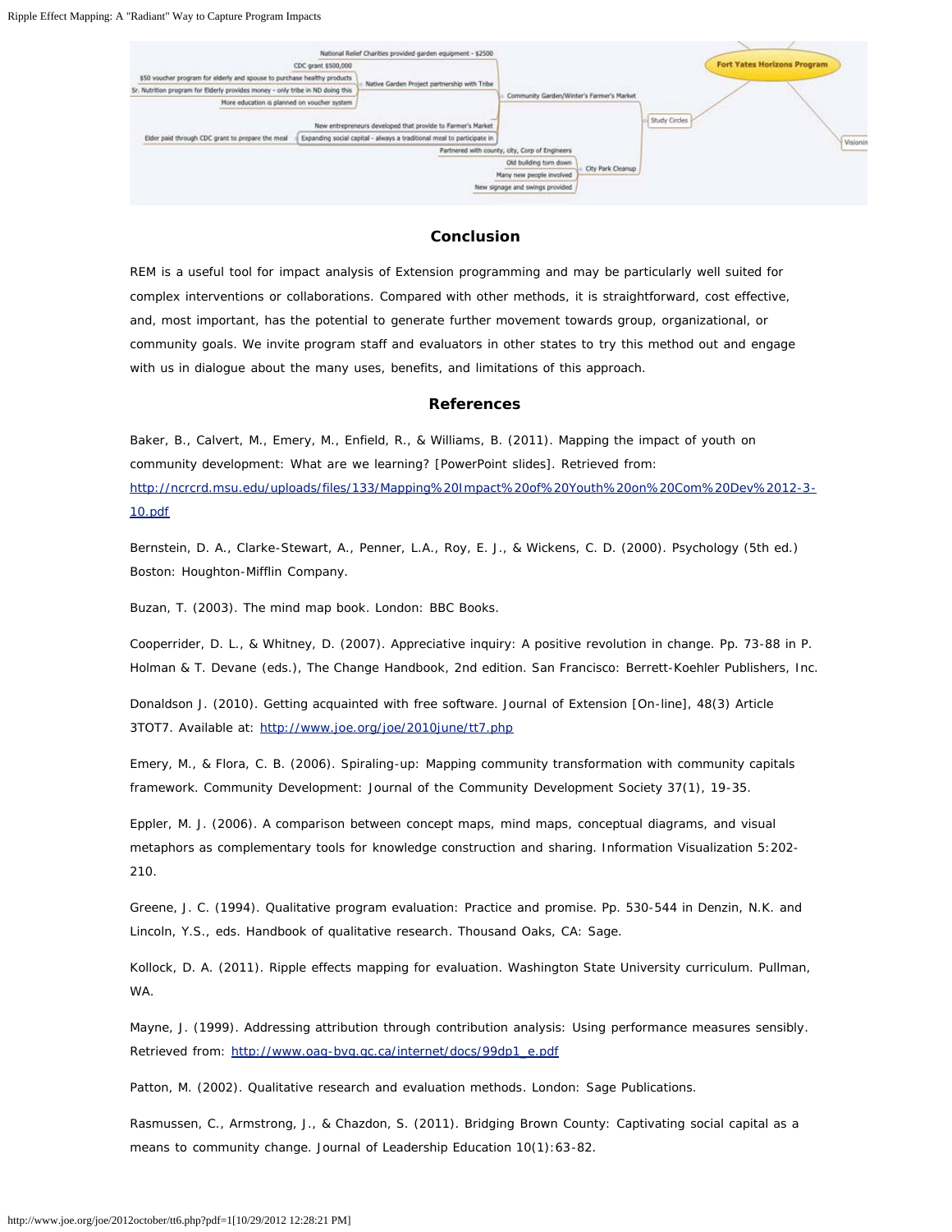## Conclusion

REM is a useful tool for impact analysis of Extension programming and may be particularly well suited for complex interventions or collaborations. Compared with other methods, it is straightforward, cost effective, and, most important, has the potential to generate further movement towards group, organizational, or community goals. We invite program staff and evaluators in other states to try this method out and engage with us in dialogue about the many uses, benefits, and limitations of this approach.

## References

Baker, B., Calvert, M., Emery, M., Enfield, R., & Williams, B. (2011). Mapping the impact of youth on community development: What are we learning? [PowerPoint slides]. Retrieved from: http://ncrcrd.msu.edu/uploads/files/133/Mapping%20Impact%20of%20Youth%20on%20Com%20Dev%2012-3-10.pdf

Bernstein, D. A., Clarke-Stewart, A., Penner, L.A., Roy, E. J., & Wickens, C. D. (2000). Psychology (5th ed.) Boston: Houghton-Mifflin Company.

Buzan, T. (2003). The mind map book. London: BBC Books.

Cooperrider, D. L., & Whitney, D. (2007). Appreciative inquiry: A positive revolution in change. Pp. 73-88 in P. Holman & T. Devane (eds.), The Change Handbook, 2nd edition. San Francisco: Berrett-Koehler Publishers, Inc.

Donaldson J. (2010). Getting acquainted with free software. Journal of Extension [On-line], 48(3) Article 3TOT7. Available at: http://www.joe.org/joe/2010june/tt7.php

Emery, M., & Flora, C. B. (2006). Spiraling-up: Mapping community transformation with community capitals framework. Community Development: Journal of the Community Development Society 37(1), 19-35.

Eppler, M. J. (2006). A comparison between concept maps, mind maps, conceptual diagrams, and visual metaphors as complementary tools for knowledge construction and sharing. Information Visualization 5:202-210.

Greene, J. C. (1994). Qualitative program evaluation: Practice and promise. Pp. 530-544 in Denzin, N.K. and Lincoln, Y.S., eds. Handbook of qualitative research. Thousand Oaks, CA: Sage.

Kollock, D. A. (2011). Ripple effects mapping for evaluation. Washington State University curriculum. Pullman, WA.

Mayne, J. (1999). Addressing attribution through contribution analysis: Using performance measures sensibly. Retrieved from: http://www.oag-bvg.gc.ca/internet/docs/99dp1_e.pdf

Patton, M. (2002). Qualitative research and evaluation methods. London: Sage Publications.

Rasmussen, C., Armstrong, J., & Chazdon, S. (2011). Bridging Brown County: Captivating social capital as a means to community change. Journal of Leadership Education 10(1):63-82.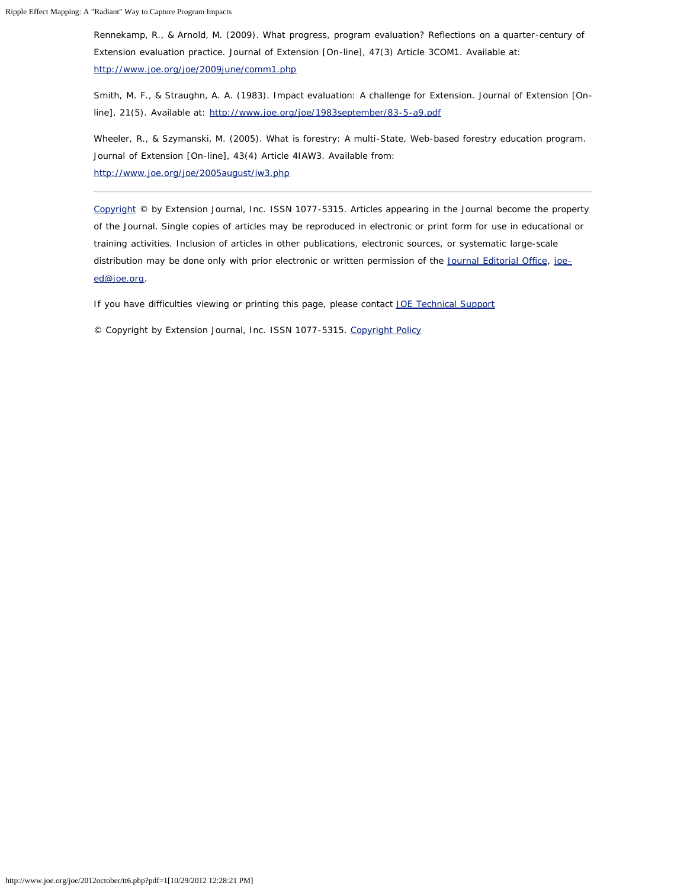Rennekamp, R., & Arnold, M. (2009). What progress, program evaluation? Reflections on a quarter-century of Extension evaluation practice. Journal of Extension [On-line], 47(3) Article 3COM1. Available at: http://www.joe.org/joe/2009june/comm1.php

Smith, M. F., & Straughn, A. A. (1983). Impact evaluation: A challenge for Extension. Journal of Extension [On-line], 21(5). Available at: http://www.joe.org/joe/1983september/83-5-a9.pdf

Wheeler, R., & Szymanski, M. (2005). What is forestry: A multi-State, Web-based forestry education program. Journal of Extension [On-line], 43(4) Article 4IAW3. Available from: http://www.joe.org/joe/2005august/iw3.php

---

Copyright © by Extension Journal, Inc. ISSN 1077-5315. Articles appearing in the Journal become the property of the Journal. Single copies of articles may be reproduced in electronic or print form for use in educational or training activities. Inclusion of articles in other publications, electronic sources, or systematic large-scale distribution may be done only with prior electronic or written permission of the Journal Editorial Office, joe-ed@joe.org.

If you have difficulties viewing or printing this page, please contact JOE Technical Support

© Copyright by Extension Journal, Inc. ISSN 1077-5315. Copyright Policy